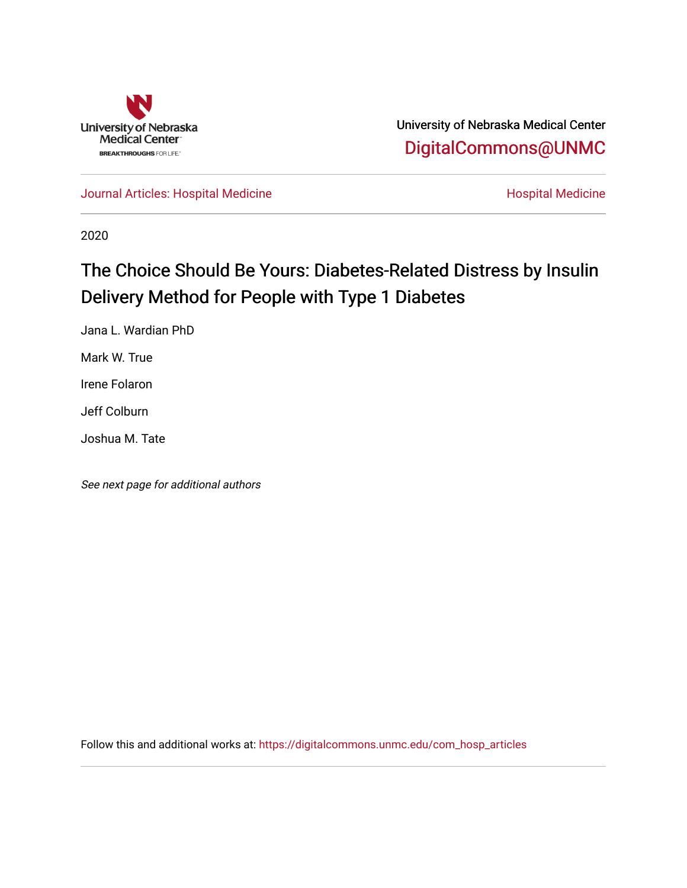University of Nebraska Medical Center

DigitalCommons@UNMC

Journal Articles: Hospital Medicine

Hospital Medicine

2020

# The Choice Should Be Yours: Diabetes-Related Distress by Insulin Delivery Method for People with Type 1 Diabetes

Jana L. Wardian PhD

Mark W. True

Irene Folaron

Jeff Colburn

Joshua M. Tate

*See next page for additional authors*

Follow this and additional works at: https://digitalcommons.unmc.edu/com_hosp_articles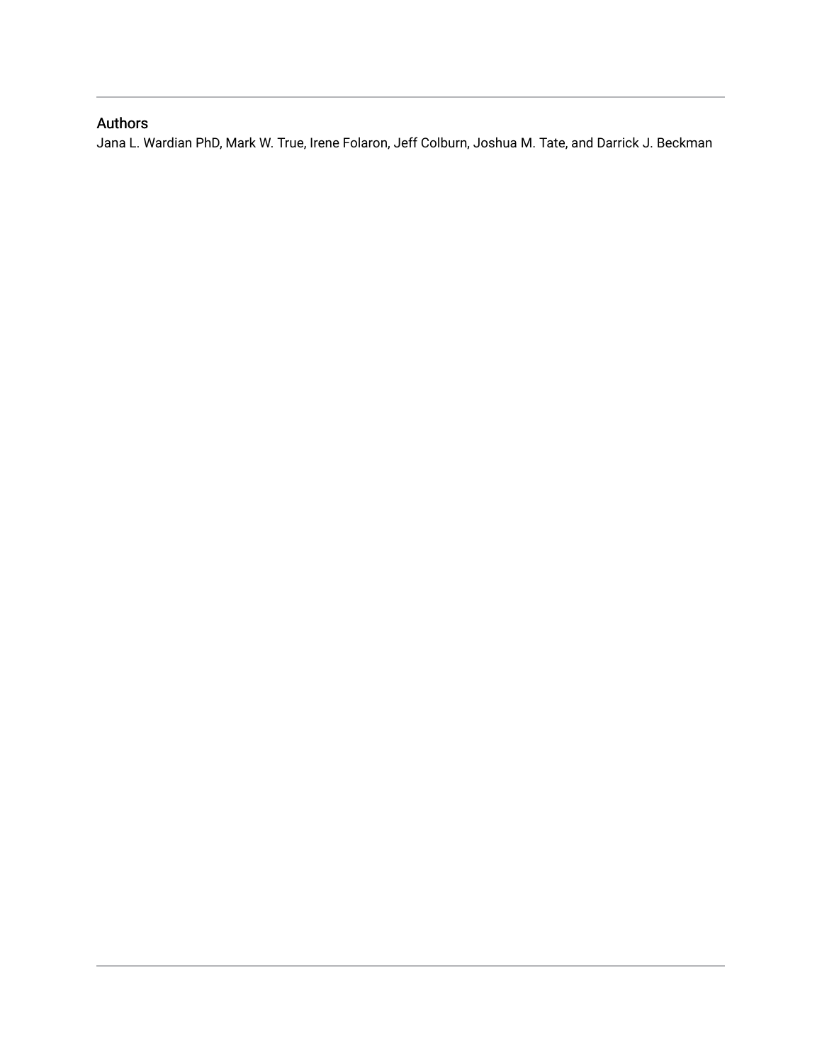## Authors

Jana L. Wardian PhD, Mark W. True, Irene Folaron, Jeff Colburn, Joshua M. Tate, and Darrick J. Beckman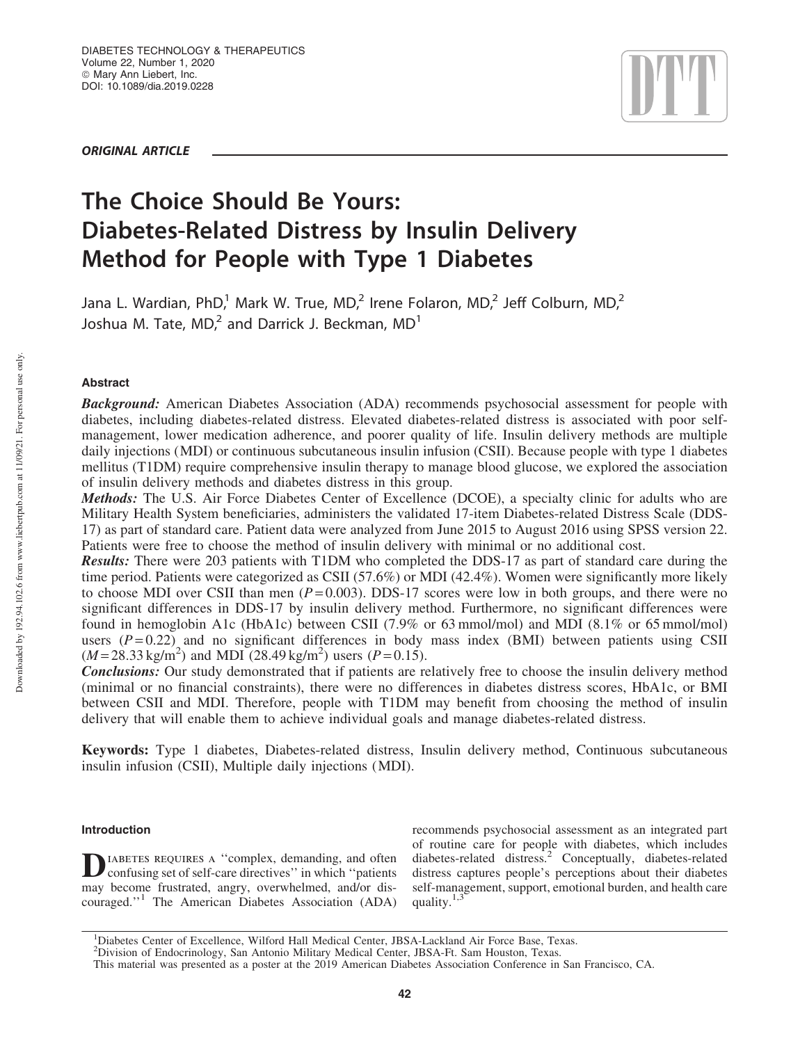*ORIGINAL ARTICLE*

# The Choice Should Be Yours: Diabetes-Related Distress by Insulin Delivery Method for People with Type 1 Diabetes

Jana L. Wardian, PhD,[1] Mark W. True, MD,[2] Irene Folaron, MD,[2] Jeff Colburn, MD,[2] Joshua M. Tate, MD,[2] and Darrick J. Beckman, MD[1]

### Abstract

***Background:*** American Diabetes Association (ADA) recommends psychosocial assessment for people with diabetes, including diabetes-related distress. Elevated diabetes-related distress is associated with poor self-management, lower medication adherence, and poorer quality of life. Insulin delivery methods are multiple daily injections (MDI) or continuous subcutaneous insulin infusion (CSII). Because people with type 1 diabetes mellitus (T1DM) require comprehensive insulin therapy to manage blood glucose, we explored the association of insulin delivery methods and diabetes distress in this group.

***Methods:*** The U.S. Air Force Diabetes Center of Excellence (DCOE), a specialty clinic for adults who are Military Health System beneficiaries, administers the validated 17-item Diabetes-related Distress Scale (DDS-17) as part of standard care. Patient data were analyzed from June 2015 to August 2016 using SPSS version 22. Patients were free to choose the method of insulin delivery with minimal or no additional cost.

***Results:*** There were 203 patients with T1DM who completed the DDS-17 as part of standard care during the time period. Patients were categorized as CSII (57.6%) or MDI (42.4%). Women were significantly more likely to choose MDI over CSII than men ($P = 0.003$). DDS-17 scores were low in both groups, and there were no significant differences in DDS-17 by insulin delivery method. Furthermore, no significant differences were found in hemoglobin A1c (HbA1c) between CSII (7.9% or 63 mmol/mol) and MDI (8.1% or 65 mmol/mol) users ($P = 0.22$) and no significant differences in body mass index (BMI) between patients using CSII ($M = 28.33$ kg/m$^2$) and MDI (28.49 kg/m$^2$) users ($P = 0.15$).

***Conclusions:*** Our study demonstrated that if patients are relatively free to choose the insulin delivery method (minimal or no financial constraints), there were no differences in diabetes distress scores, HbA1c, or BMI between CSII and MDI. Therefore, people with T1DM may benefit from choosing the method of insulin delivery that will enable them to achieve individual goals and manage diabetes-related distress.

**Keywords:** Type 1 diabetes, Diabetes-related distress, Insulin delivery method, Continuous subcutaneous insulin infusion (CSII), Multiple daily injections (MDI).

### Introduction

Diabetes requires a ''complex, demanding, and often confusing set of self-care directives'' in which ''patients may become frustrated, angry, overwhelmed, and/or discouraged.''[1] The American Diabetes Association (ADA) recommends psychosocial assessment as an integrated part of routine care for people with diabetes, which includes diabetes-related distress.[2] Conceptually, diabetes-related distress captures people's perceptions about their diabetes self-management, support, emotional burden, and health care quality.[1,3]

[1]Diabetes Center of Excellence, Wilford Hall Medical Center, JBSA-Lackland Air Force Base, Texas.
[2]Division of Endocrinology, San Antonio Military Medical Center, JBSA-Ft. Sam Houston, Texas.
This material was presented as a poster at the 2019 American Diabetes Association Conference in San Francisco, CA.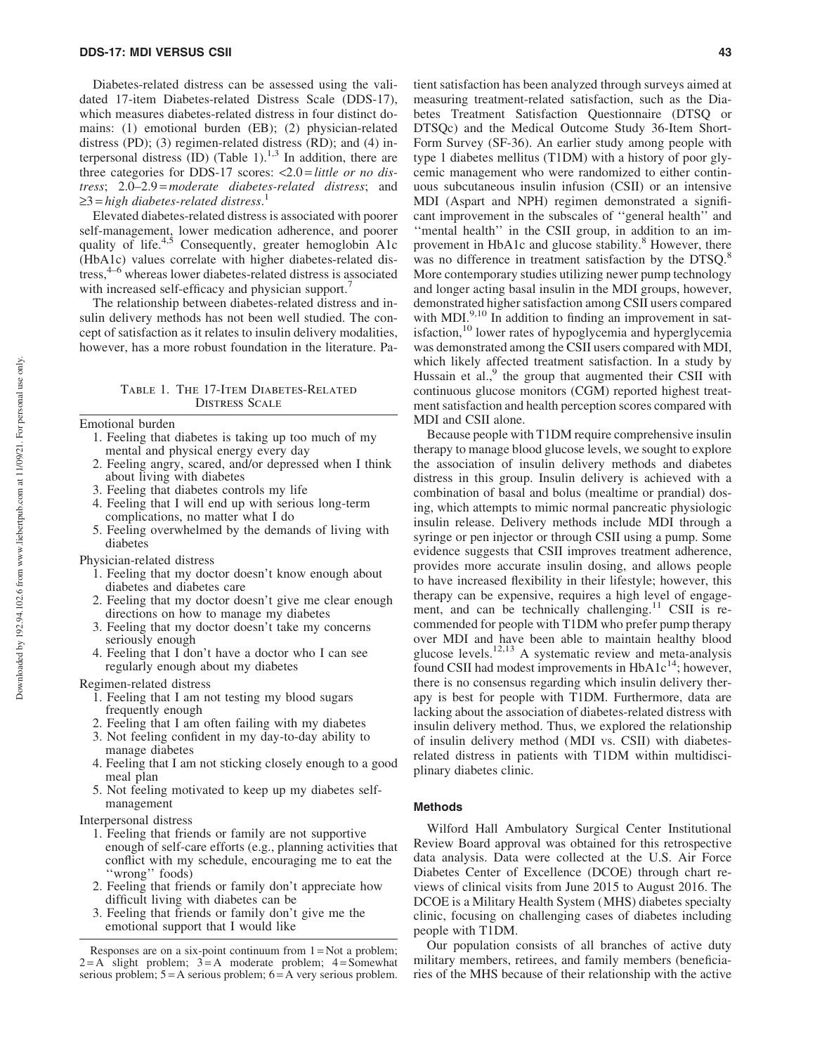Diabetes-related distress can be assessed using the validated 17-item Diabetes-related Distress Scale (DDS-17), which measures diabetes-related distress in four distinct domains: (1) emotional burden (EB); (2) physician-related distress (PD); (3) regimen-related distress (RD); and (4) interpersonal distress (ID) (Table 1).[1,3] In addition, there are three categories for DDS-17 scores: <2.0 = *little or no distress*; 2.0–2.9 = *moderate diabetes-related distress*; and ≥3 = *high diabetes-related distress*.[1]

Elevated diabetes-related distress is associated with poorer self-management, lower medication adherence, and poorer quality of life.[4,5] Consequently, greater hemoglobin A1c (HbA1c) values correlate with higher diabetes-related distress,[4–6] whereas lower diabetes-related distress is associated with increased self-efficacy and physician support.[7]

The relationship between diabetes-related distress and insulin delivery methods has not been well studied. The concept of satisfaction as it relates to insulin delivery modalities, however, has a more robust foundation in the literature. Patient satisfaction has been analyzed through surveys aimed at measuring treatment-related satisfaction, such as the Diabetes Treatment Satisfaction Questionnaire (DTSQ or DTSQc) and the Medical Outcome Study 36-Item Short-Form Survey (SF-36). An earlier study among people with type 1 diabetes mellitus (T1DM) with a history of poor glycemic management who were randomized to either continuous subcutaneous insulin infusion (CSII) or an intensive MDI (Aspart and NPH) regimen demonstrated a significant improvement in the subscales of ''general health'' and ''mental health'' in the CSII group, in addition to an improvement in HbA1c and glucose stability.[8] However, there was no difference in treatment satisfaction by the DTSQ.[8] More contemporary studies utilizing newer pump technology and longer acting basal insulin in the MDI groups, however, demonstrated higher satisfaction among CSII users compared with MDI.[9,10] In addition to finding an improvement in satisfaction,[10] lower rates of hypoglycemia and hyperglycemia was demonstrated among the CSII users compared with MDI, which likely affected treatment satisfaction. In a study by Hussain et al.,[9] the group that augmented their CSII with continuous glucose monitors (CGM) reported highest treatment satisfaction and health perception scores compared with MDI and CSII alone.

Because people with T1DM require comprehensive insulin therapy to manage blood glucose levels, we sought to explore the association of insulin delivery methods and diabetes distress in this group. Insulin delivery is achieved with a combination of basal and bolus (mealtime or prandial) dosing, which attempts to mimic normal pancreatic physiologic insulin release. Delivery methods include MDI through a syringe or pen injector or through CSII using a pump. Some evidence suggests that CSII improves treatment adherence, provides more accurate insulin dosing, and allows people to have increased flexibility in their lifestyle; however, this therapy can be expensive, requires a high level of engagement, and can be technically challenging.[11] CSII is recommended for people with T1DM who prefer pump therapy over MDI and have been able to maintain healthy blood glucose levels.[12,13] A systematic review and meta-analysis found CSII had modest improvements in HbA1c[14]; however, there is no consensus regarding which insulin delivery therapy is best for people with T1DM. Furthermore, data are lacking about the association of diabetes-related distress with insulin delivery method. Thus, we explored the relationship of insulin delivery method (MDI vs. CSII) with diabetes-related distress in patients with T1DM within multidisciplinary diabetes clinic.

Table 1. The 17-Item Diabetes-Related Distress Scale

Emotional burden
1. Feeling that diabetes is taking up too much of my mental and physical energy every day
2. Feeling angry, scared, and/or depressed when I think about living with diabetes
3. Feeling that diabetes controls my life
4. Feeling that I will end up with serious long-term complications, no matter what I do
5. Feeling overwhelmed by the demands of living with diabetes

Physician-related distress
1. Feeling that my doctor doesn't know enough about diabetes and diabetes care
2. Feeling that my doctor doesn't give me clear enough directions on how to manage my diabetes
3. Feeling that my doctor doesn't take my concerns seriously enough
4. Feeling that I don't have a doctor who I can see regularly enough about my diabetes

Regimen-related distress
1. Feeling that I am not testing my blood sugars frequently enough
2. Feeling that I am often failing with my diabetes
3. Not feeling confident in my day-to-day ability to manage diabetes
4. Feeling that I am not sticking closely enough to a good meal plan
5. Not feeling motivated to keep up my diabetes self-management

Interpersonal distress
1. Feeling that friends or family are not supportive enough of self-care efforts (e.g., planning activities that conflict with my schedule, encouraging me to eat the ''wrong'' foods)
2. Feeling that friends or family don't appreciate how difficult living with diabetes can be
3. Feeling that friends or family don't give me the emotional support that I would like

Responses are on a six-point continuum from 1 = Not a problem; 2 = A slight problem; 3 = A moderate problem; 4 = Somewhat serious problem; 5 = A serious problem; 6 = A very serious problem.

## Methods

Wilford Hall Ambulatory Surgical Center Institutional Review Board approval was obtained for this retrospective data analysis. Data were collected at the U.S. Air Force Diabetes Center of Excellence (DCOE) through chart reviews of clinical visits from June 2015 to August 2016. The DCOE is a Military Health System (MHS) diabetes specialty clinic, focusing on challenging cases of diabetes including people with T1DM.

Our population consists of all branches of active duty military members, retirees, and family members (beneficiaries of the MHS because of their relationship with the active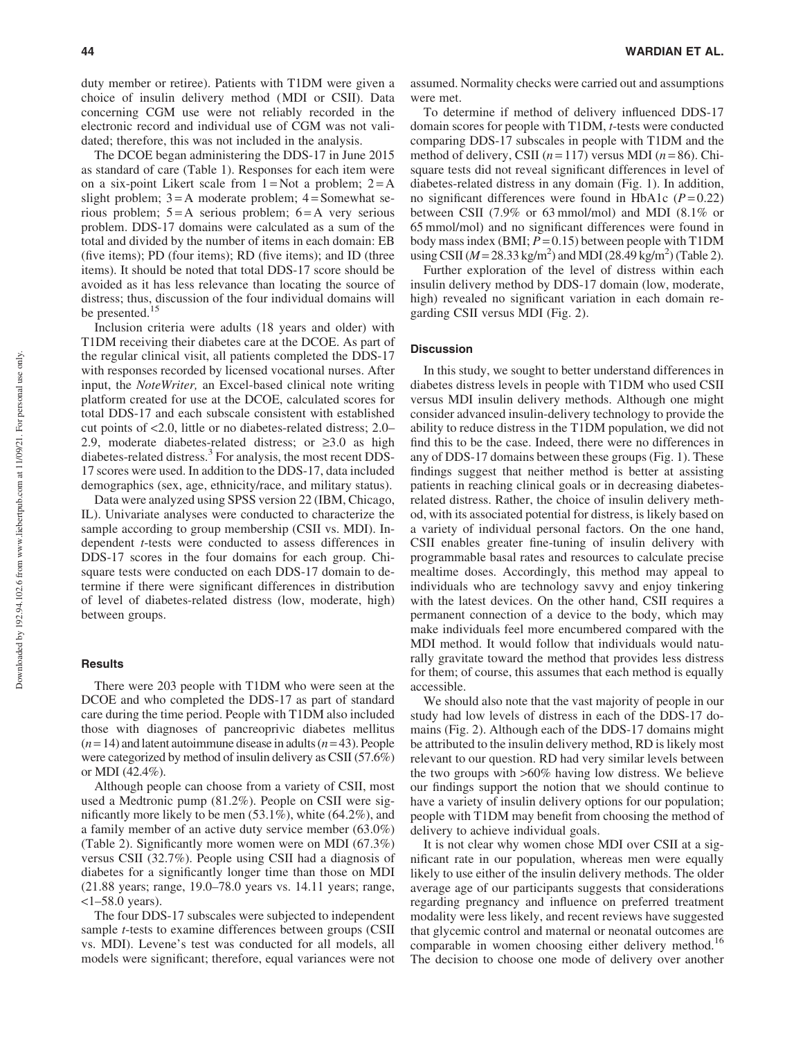duty member or retiree). Patients with T1DM were given a choice of insulin delivery method (MDI or CSII). Data concerning CGM use were not reliably recorded in the electronic record and individual use of CGM was not validated; therefore, this was not included in the analysis.

The DCOE began administering the DDS-17 in June 2015 as standard of care (Table 1). Responses for each item were on a six-point Likert scale from 1 = Not a problem; 2 = A slight problem; 3 = A moderate problem; 4 = Somewhat serious problem; 5 = A serious problem; 6 = A very serious problem. DDS-17 domains were calculated as a sum of the total and divided by the number of items in each domain: EB (five items); PD (four items); RD (five items); and ID (three items). It should be noted that total DDS-17 score should be avoided as it has less relevance than locating the source of distress; thus, discussion of the four individual domains will be presented.[15]

Inclusion criteria were adults (18 years and older) with T1DM receiving their diabetes care at the DCOE. As part of the regular clinical visit, all patients completed the DDS-17 with responses recorded by licensed vocational nurses. After input, the *NoteWriter,* an Excel-based clinical note writing platform created for use at the DCOE, calculated scores for total DDS-17 and each subscale consistent with established cut points of <2.0, little or no diabetes-related distress; 2.0–2.9, moderate diabetes-related distress; or ≥3.0 as high diabetes-related distress.[3] For analysis, the most recent DDS-17 scores were used. In addition to the DDS-17, data included demographics (sex, age, ethnicity/race, and military status).

Data were analyzed using SPSS version 22 (IBM, Chicago, IL). Univariate analyses were conducted to characterize the sample according to group membership (CSII vs. MDI). Independent *t*-tests were conducted to assess differences in DDS-17 scores in the four domains for each group. Chi-square tests were conducted on each DDS-17 domain to determine if there were significant differences in distribution of level of diabetes-related distress (low, moderate, high) between groups.

## Results

There were 203 people with T1DM who were seen at the DCOE and who completed the DDS-17 as part of standard care during the time period. People with T1DM also included those with diagnoses of pancreoprivic diabetes mellitus ($n = 14$) and latent autoimmune disease in adults ($n = 43$). People were categorized by method of insulin delivery as CSII (57.6%) or MDI (42.4%).

Although people can choose from a variety of CSII, most used a Medtronic pump (81.2%). People on CSII were significantly more likely to be men (53.1%), white (64.2%), and a family member of an active duty service member (63.0%) (Table 2). Significantly more women were on MDI (67.3%) versus CSII (32.7%). People using CSII had a diagnosis of diabetes for a significantly longer time than those on MDI (21.88 years; range, 19.0–78.0 years vs. 14.11 years; range, <1–58.0 years).

The four DDS-17 subscales were subjected to independent sample *t*-tests to examine differences between groups (CSII vs. MDI). Levene's test was conducted for all models, all models were significant; therefore, equal variances were not assumed. Normality checks were carried out and assumptions were met.

To determine if method of delivery influenced DDS-17 domain scores for people with T1DM, *t*-tests were conducted comparing DDS-17 subscales in people with T1DM and the method of delivery, CSII ($n = 117$) versus MDI ($n = 86$). Chi-square tests did not reveal significant differences in level of diabetes-related distress in any domain (Fig. 1). In addition, no significant differences were found in HbA1c ($P = 0.22$) between CSII (7.9% or 63 mmol/mol) and MDI (8.1% or 65 mmol/mol) and no significant differences were found in body mass index (BMI; $P = 0.15$) between people with T1DM using CSII ($M = 28.33$ kg/m$^2$) and MDI (28.49 kg/m$^2$) (Table 2).

Further exploration of the level of distress within each insulin delivery method by DDS-17 domain (low, moderate, high) revealed no significant variation in each domain regarding CSII versus MDI (Fig. 2).

## Discussion

In this study, we sought to better understand differences in diabetes distress levels in people with T1DM who used CSII versus MDI insulin delivery methods. Although one might consider advanced insulin-delivery technology to provide the ability to reduce distress in the T1DM population, we did not find this to be the case. Indeed, there were no differences in any of DDS-17 domains between these groups (Fig. 1). These findings suggest that neither method is better at assisting patients in reaching clinical goals or in decreasing diabetes-related distress. Rather, the choice of insulin delivery method, with its associated potential for distress, is likely based on a variety of individual personal factors. On the one hand, CSII enables greater fine-tuning of insulin delivery with programmable basal rates and resources to calculate precise mealtime doses. Accordingly, this method may appeal to individuals who are technology savvy and enjoy tinkering with the latest devices. On the other hand, CSII requires a permanent connection of a device to the body, which may make individuals feel more encumbered compared with the MDI method. It would follow that individuals would naturally gravitate toward the method that provides less distress for them; of course, this assumes that each method is equally accessible.

We should also note that the vast majority of people in our study had low levels of distress in each of the DDS-17 domains (Fig. 2). Although each of the DDS-17 domains might be attributed to the insulin delivery method, RD is likely most relevant to our question. RD had very similar levels between the two groups with >60% having low distress. We believe our findings support the notion that we should continue to have a variety of insulin delivery options for our population; people with T1DM may benefit from choosing the method of delivery to achieve individual goals.

It is not clear why women chose MDI over CSII at a significant rate in our population, whereas men were equally likely to use either of the insulin delivery methods. The older average age of our participants suggests that considerations regarding pregnancy and influence on preferred treatment modality were less likely, and recent reviews have suggested that glycemic control and maternal or neonatal outcomes are comparable in women choosing either delivery method.[16] The decision to choose one mode of delivery over another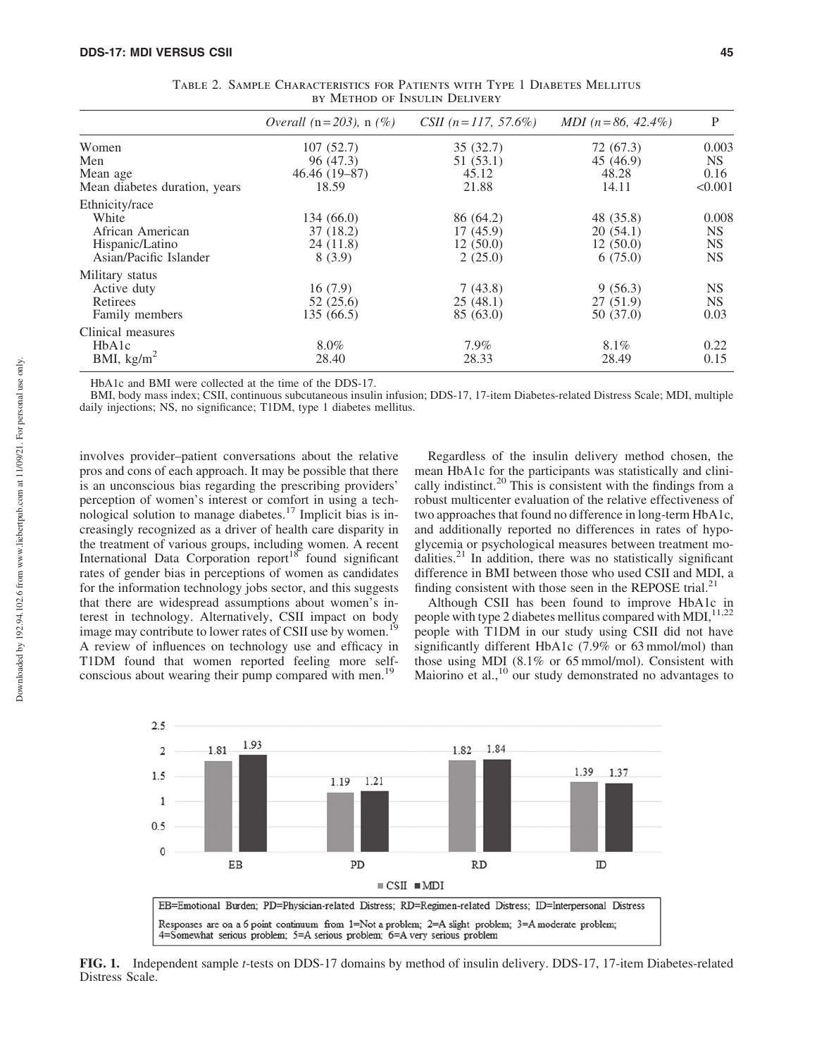Table 2. Sample Characteristics for Patients with Type 1 Diabetes Mellitus by Method of Insulin Delivery

| | *Overall (n=203),* n *(%)* | *CSII (n=117, 57.6%)* | *MDI (n=86, 42.4%)* | P |
|---|---|---|---|---|
| Women | 107 (52.7) | 35 (32.7) | 72 (67.3) | 0.003 |
| Men | 96 (47.3) | 51 (53.1) | 45 (46.9) | NS |
| Mean age | 46.46 (19–87) | 45.12 | 48.28 | 0.16 |
| Mean diabetes duration, years | 18.59 | 21.88 | 14.11 | <0.001 |
| Ethnicity/race | | | | |
| White | 134 (66.0) | 86 (64.2) | 48 (35.8) | 0.008 |
| African American | 37 (18.2) | 17 (45.9) | 20 (54.1) | NS |
| Hispanic/Latino | 24 (11.8) | 12 (50.0) | 12 (50.0) | NS |
| Asian/Pacific Islander | 8 (3.9) | 2 (25.0) | 6 (75.0) | NS |
| Military status | | | | |
| Active duty | 16 (7.9) | 7 (43.8) | 9 (56.3) | NS |
| Retirees | 52 (25.6) | 25 (48.1) | 27 (51.9) | NS |
| Family members | 135 (66.5) | 85 (63.0) | 50 (37.0) | 0.03 |
| Clinical measures | | | | |
| HbA1c | 8.0% | 7.9% | 8.1% | 0.22 |
| BMI, kg/m$^2$ | 28.40 | 28.33 | 28.49 | 0.15 |

HbA1c and BMI were collected at the time of the DDS-17.

BMI, body mass index; CSII, continuous subcutaneous insulin infusion; DDS-17, 17-item Diabetes-related Distress Scale; MDI, multiple daily injections; NS, no significance; T1DM, type 1 diabetes mellitus.

involves provider–patient conversations about the relative pros and cons of each approach. It may be possible that there is an unconscious bias regarding the prescribing providers' perception of women's interest or comfort in using a technological solution to manage diabetes.[17] Implicit bias is increasingly recognized as a driver of health care disparity in the treatment of various groups, including women. A recent International Data Corporation report[18] found significant rates of gender bias in perceptions of women as candidates for the information technology jobs sector, and this suggests that there are widespread assumptions about women's interest in technology. Alternatively, CSII impact on body image may contribute to lower rates of CSII use by women.[19] A review of influences on technology use and efficacy in T1DM found that women reported feeling more self-conscious about wearing their pump compared with men.[19]

Regardless of the insulin delivery method chosen, the mean HbA1c for the participants was statistically and clinically indistinct.[20] This is consistent with the findings from a robust multicenter evaluation of the relative effectiveness of two approaches that found no difference in long-term HbA1c, and additionally reported no differences in rates of hypoglycemia or psychological measures between treatment modalities.[21] In addition, there was no statistically significant difference in BMI between those who used CSII and MDI, a finding consistent with those seen in the REPOSE trial.[21]

Although CSII has been found to improve HbA1c in people with type 2 diabetes mellitus compared with MDI,[11,22] people with T1DM in our study using CSII did not have significantly different HbA1c (7.9% or 63 mmol/mol) than those using MDI (8.1% or 65 mmol/mol). Consistent with Maiorino et al.,[10] our study demonstrated no advantages to

| | EB | PD | RD | ID |
|---|---|---|---|---|
| CSII | 1.81 | 1.19 | 1.82 | 1.39 |
| MDI | 1.93 | 1.21 | 1.84 | 1.37 |

EB=Emotional Burden; PD=Physician-related Distress; RD=Regimen-related Distress; ID=Interpersonal Distress

Responses are on a 6 point continuum from 1=Not a problem; 2=A slight problem; 3=A moderate problem; 4=Somewhat serious problem; 5=A serious problem; 6=A very serious problem

**FIG. 1.** Independent sample *t*-tests on DDS-17 domains by method of insulin delivery. DDS-17, 17-item Diabetes-related Distress Scale.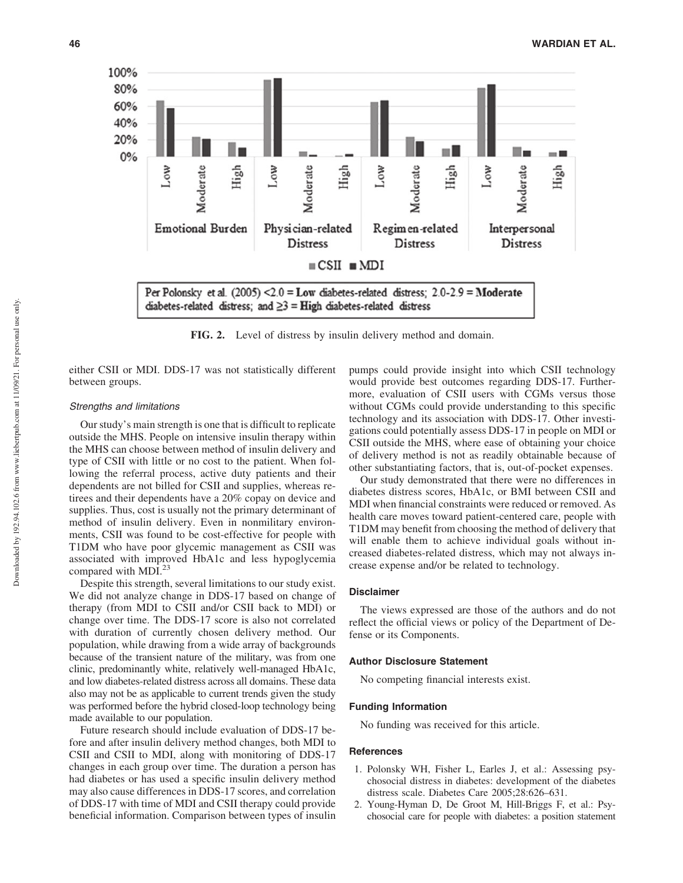FIG. 2. Level of distress by insulin delivery method and domain.

either CSII or MDI. DDS-17 was not statistically different between groups.

### *Strengths and limitations*

Our study's main strength is one that is difficult to replicate outside the MHS. People on intensive insulin therapy within the MHS can choose between method of insulin delivery and type of CSII with little or no cost to the patient. When following the referral process, active duty patients and their dependents are not billed for CSII and supplies, whereas retirees and their dependents have a 20% copay on device and supplies. Thus, cost is usually not the primary determinant of method of insulin delivery. Even in nonmilitary environments, CSII was found to be cost-effective for people with T1DM who have poor glycemic management as CSII was associated with improved HbA1c and less hypoglycemia compared with MDI.[23]

Despite this strength, several limitations to our study exist. We did not analyze change in DDS-17 based on change of therapy (from MDI to CSII and/or CSII back to MDI) or change over time. The DDS-17 score is also not correlated with duration of currently chosen delivery method. Our population, while drawing from a wide array of backgrounds because of the transient nature of the military, was from one clinic, predominantly white, relatively well-managed HbA1c, and low diabetes-related distress across all domains. These data also may not be as applicable to current trends given the study was performed before the hybrid closed-loop technology being made available to our population.

Future research should include evaluation of DDS-17 before and after insulin delivery method changes, both MDI to CSII and CSII to MDI, along with monitoring of DDS-17 changes in each group over time. The duration a person has had diabetes or has used a specific insulin delivery method may also cause differences in DDS-17 scores, and correlation of DDS-17 with time of MDI and CSII therapy could provide beneficial information. Comparison between types of insulin pumps could provide insight into which CSII technology would provide best outcomes regarding DDS-17. Furthermore, evaluation of CSII users with CGMs versus those without CGMs could provide understanding to this specific technology and its association with DDS-17. Other investigations could potentially assess DDS-17 in people on MDI or CSII outside the MHS, where ease of obtaining your choice of delivery method is not as readily obtainable because of other substantiating factors, that is, out-of-pocket expenses.

Our study demonstrated that there were no differences in diabetes distress scores, HbA1c, or BMI between CSII and MDI when financial constraints were reduced or removed. As health care moves toward patient-centered care, people with T1DM may benefit from choosing the method of delivery that will enable them to achieve individual goals without increased diabetes-related distress, which may not always increase expense and/or be related to technology.

## Disclaimer

The views expressed are those of the authors and do not reflect the official views or policy of the Department of Defense or its Components.

## Author Disclosure Statement

No competing financial interests exist.

## Funding Information

No funding was received for this article.

## References

1. Polonsky WH, Fisher L, Earles J, et al.: Assessing psychosocial distress in diabetes: development of the diabetes distress scale. Diabetes Care 2005;28:626–631.
2. Young-Hyman D, De Groot M, Hill-Briggs F, et al.: Psychosocial care for people with diabetes: a position statement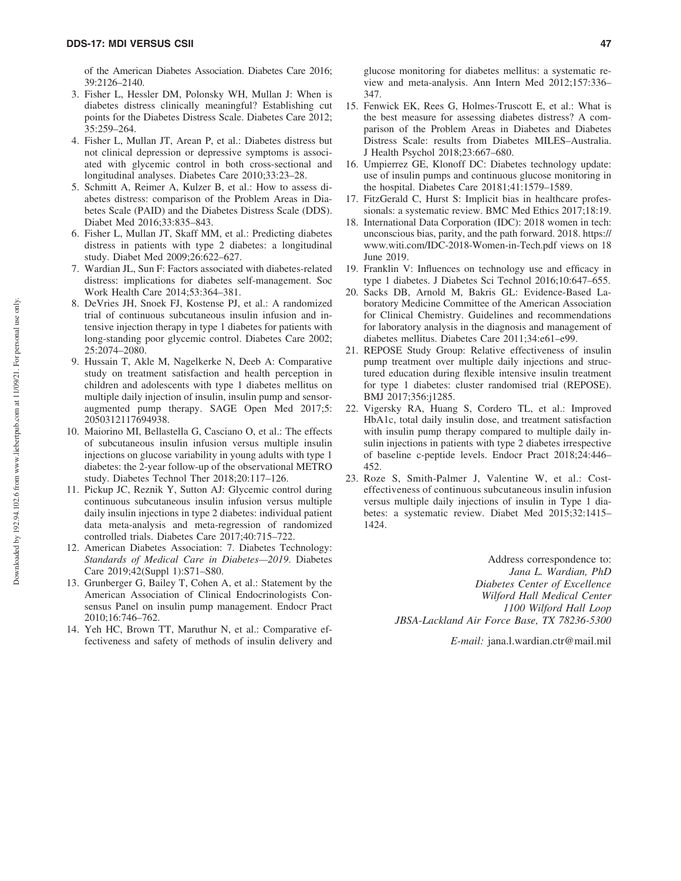of the American Diabetes Association. Diabetes Care 2016; 39:2126–2140.

3. Fisher L, Hessler DM, Polonsky WH, Mullan J: When is diabetes distress clinically meaningful? Establishing cut points for the Diabetes Distress Scale. Diabetes Care 2012; 35:259–264.
4. Fisher L, Mullan JT, Arean P, et al.: Diabetes distress but not clinical depression or depressive symptoms is associated with glycemic control in both cross-sectional and longitudinal analyses. Diabetes Care 2010;33:23–28.
5. Schmitt A, Reimer A, Kulzer B, et al.: How to assess diabetes distress: comparison of the Problem Areas in Diabetes Scale (PAID) and the Diabetes Distress Scale (DDS). Diabet Med 2016;33:835–843.
6. Fisher L, Mullan JT, Skaff MM, et al.: Predicting diabetes distress in patients with type 2 diabetes: a longitudinal study. Diabet Med 2009;26:622–627.
7. Wardian JL, Sun F: Factors associated with diabetes-related distress: implications for diabetes self-management. Soc Work Health Care 2014;53:364–381.
8. DeVries JH, Snoek FJ, Kostense PJ, et al.: A randomized trial of continuous subcutaneous insulin infusion and intensive injection therapy in type 1 diabetes for patients with long-standing poor glycemic control. Diabetes Care 2002; 25:2074–2080.
9. Hussain T, Akle M, Nagelkerke N, Deeb A: Comparative study on treatment satisfaction and health perception in children and adolescents with type 1 diabetes mellitus on multiple daily injection of insulin, insulin pump and sensor-augmented pump therapy. SAGE Open Med 2017;5: 2050312117694938.
10. Maiorino MI, Bellastella G, Casciano O, et al.: The effects of subcutaneous insulin infusion versus multiple insulin injections on glucose variability in young adults with type 1 diabetes: the 2-year follow-up of the observational METRO study. Diabetes Technol Ther 2018;20:117–126.
11. Pickup JC, Reznik Y, Sutton AJ: Glycemic control during continuous subcutaneous insulin infusion versus multiple daily insulin injections in type 2 diabetes: individual patient data meta-analysis and meta-regression of randomized controlled trials. Diabetes Care 2017;40:715–722.
12. American Diabetes Association: 7. Diabetes Technology: *Standards of Medical Care in Diabetes—2019*. Diabetes Care 2019;42(Suppl 1):S71–S80.
13. Grunberger G, Bailey T, Cohen A, et al.: Statement by the American Association of Clinical Endocrinologists Consensus Panel on insulin pump management. Endocr Pract 2010;16:746–762.
14. Yeh HC, Brown TT, Maruthur N, et al.: Comparative effectiveness and safety of methods of insulin delivery and glucose monitoring for diabetes mellitus: a systematic review and meta-analysis. Ann Intern Med 2012;157:336–347.
15. Fenwick EK, Rees G, Holmes-Truscott E, et al.: What is the best measure for assessing diabetes distress? A comparison of the Problem Areas in Diabetes and Diabetes Distress Scale: results from Diabetes MILES–Australia. J Health Psychol 2018;23:667–680.
16. Umpierrez GE, Klonoff DC: Diabetes technology update: use of insulin pumps and continuous glucose monitoring in the hospital. Diabetes Care 20181;41:1579–1589.
17. FitzGerald C, Hurst S: Implicit bias in healthcare professionals: a systematic review. BMC Med Ethics 2017;18:19.
18. International Data Corporation (IDC): 2018 women in tech: unconscious bias, parity, and the path forward. 2018. https://www.witi.com/IDC-2018-Women-in-Tech.pdf views on 18 June 2019.
19. Franklin V: Influences on technology use and efficacy in type 1 diabetes. J Diabetes Sci Technol 2016;10:647–655.
20. Sacks DB, Arnold M, Bakris GL: Evidence-Based Laboratory Medicine Committee of the American Association for Clinical Chemistry. Guidelines and recommendations for laboratory analysis in the diagnosis and management of diabetes mellitus. Diabetes Care 2011;34:e61–e99.
21. REPOSE Study Group: Relative effectiveness of insulin pump treatment over multiple daily injections and structured education during flexible intensive insulin treatment for type 1 diabetes: cluster randomised trial (REPOSE). BMJ 2017;356:j1285.
22. Vigersky RA, Huang S, Cordero TL, et al.: Improved HbA1c, total daily insulin dose, and treatment satisfaction with insulin pump therapy compared to multiple daily insulin injections in patients with type 2 diabetes irrespective of baseline c-peptide levels. Endocr Pract 2018;24:446–452.
23. Roze S, Smith-Palmer J, Valentine W, et al.: Cost-effectiveness of continuous subcutaneous insulin infusion versus multiple daily injections of insulin in Type 1 diabetes: a systematic review. Diabet Med 2015;32:1415–1424.

Address correspondence to:
*Jana L. Wardian, PhD*
*Diabetes Center of Excellence*
*Wilford Hall Medical Center*
*1100 Wilford Hall Loop*
*JBSA-Lackland Air Force Base, TX 78236-5300*

*E-mail:* jana.l.wardian.ctr@mail.mil